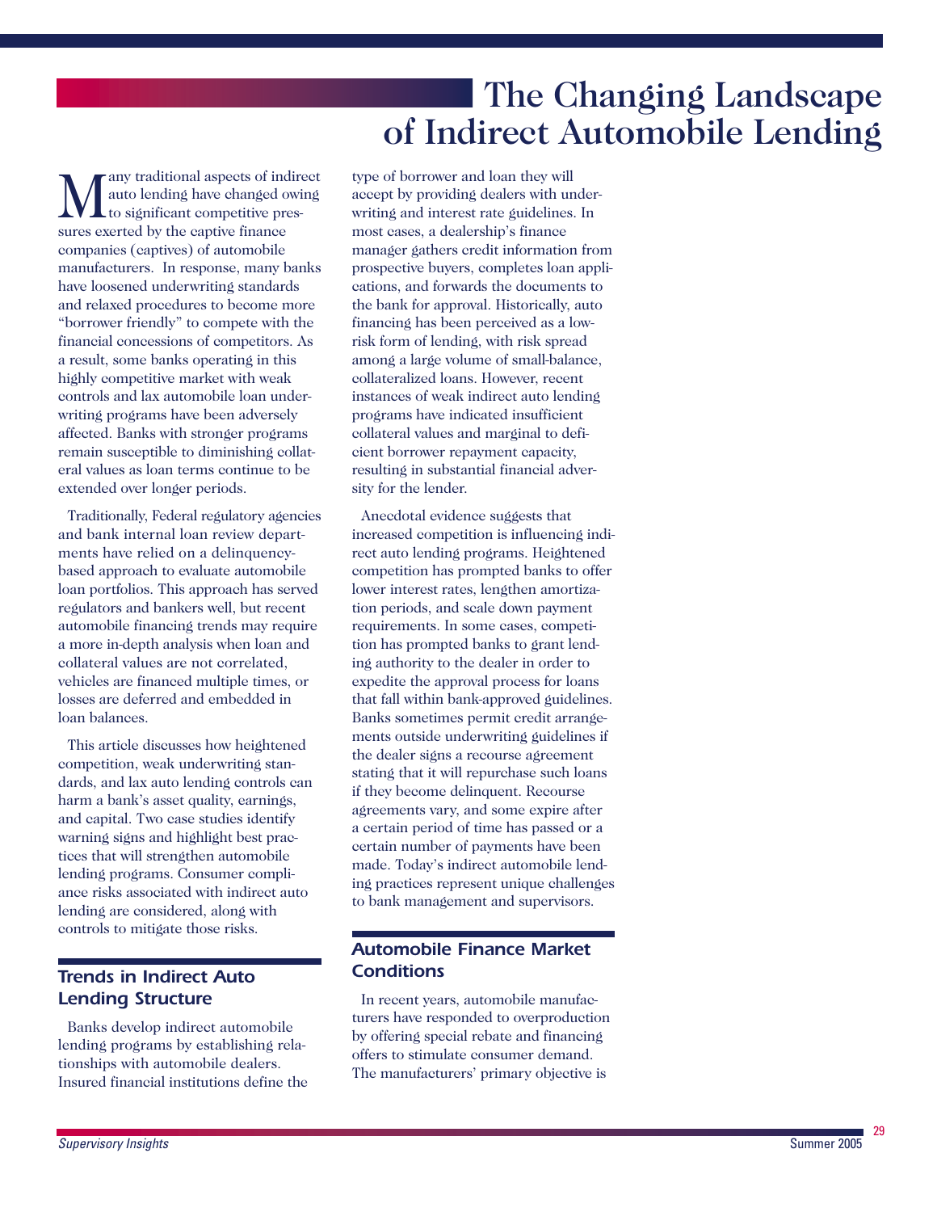# The Changing Landscape of Indirect Automobile Lending

Many traditional aspects of indirect auto lending have changed owing to significant competitive pressures exerted by the captive finance companies (captives) of automobile manufacturers. In response, many banks have loosened underwriting standards and relaxed procedures to become more "borrower friendly" to compete with the financial concessions of competitors. As a result, some banks operating in this highly competitive market with weak controls and lax automobile loan underwriting programs have been adversely affected. Banks with stronger programs remain susceptible to diminishing collateral values as loan terms continue to be extended over longer periods.

Traditionally, Federal regulatory agencies and bank internal loan review departments have relied on a delinquency-based approach to evaluate automobile loan portfolios. This approach has served regulators and bankers well, but recent automobile financing trends may require a more in-depth analysis when loan and collateral values are not correlated, vehicles are financed multiple times, or losses are deferred and embedded in loan balances.

This article discusses how heightened competition, weak underwriting standards, and lax auto lending controls can harm a bank's asset quality, earnings, and capital. Two case studies identify warning signs and highlight best practices that will strengthen automobile lending programs. Consumer compliance risks associated with indirect auto lending are considered, along with controls to mitigate those risks.

## Trends in Indirect Auto Lending Structure

Banks develop indirect automobile lending programs by establishing relationships with automobile dealers. Insured financial institutions define the type of borrower and loan they will accept by providing dealers with underwriting and interest rate guidelines. In most cases, a dealership's finance manager gathers credit information from prospective buyers, completes loan applications, and forwards the documents to the bank for approval. Historically, auto financing has been perceived as a low-risk form of lending, with risk spread among a large volume of small-balance, collateralized loans. However, recent instances of weak indirect auto lending programs have indicated insufficient collateral values and marginal to deficient borrower repayment capacity, resulting in substantial financial adversity for the lender.

Anecdotal evidence suggests that increased competition is influencing indirect auto lending programs. Heightened competition has prompted banks to offer lower interest rates, lengthen amortization periods, and scale down payment requirements. In some cases, competition has prompted banks to grant lending authority to the dealer in order to expedite the approval process for loans that fall within bank-approved guidelines. Banks sometimes permit credit arrangements outside underwriting guidelines if the dealer signs a recourse agreement stating that it will repurchase such loans if they become delinquent. Recourse agreements vary, and some expire after a certain period of time has passed or a certain number of payments have been made. Today's indirect automobile lending practices represent unique challenges to bank management and supervisors.

## Automobile Finance Market Conditions

In recent years, automobile manufacturers have responded to overproduction by offering special rebate and financing offers to stimulate consumer demand. The manufacturers' primary objective is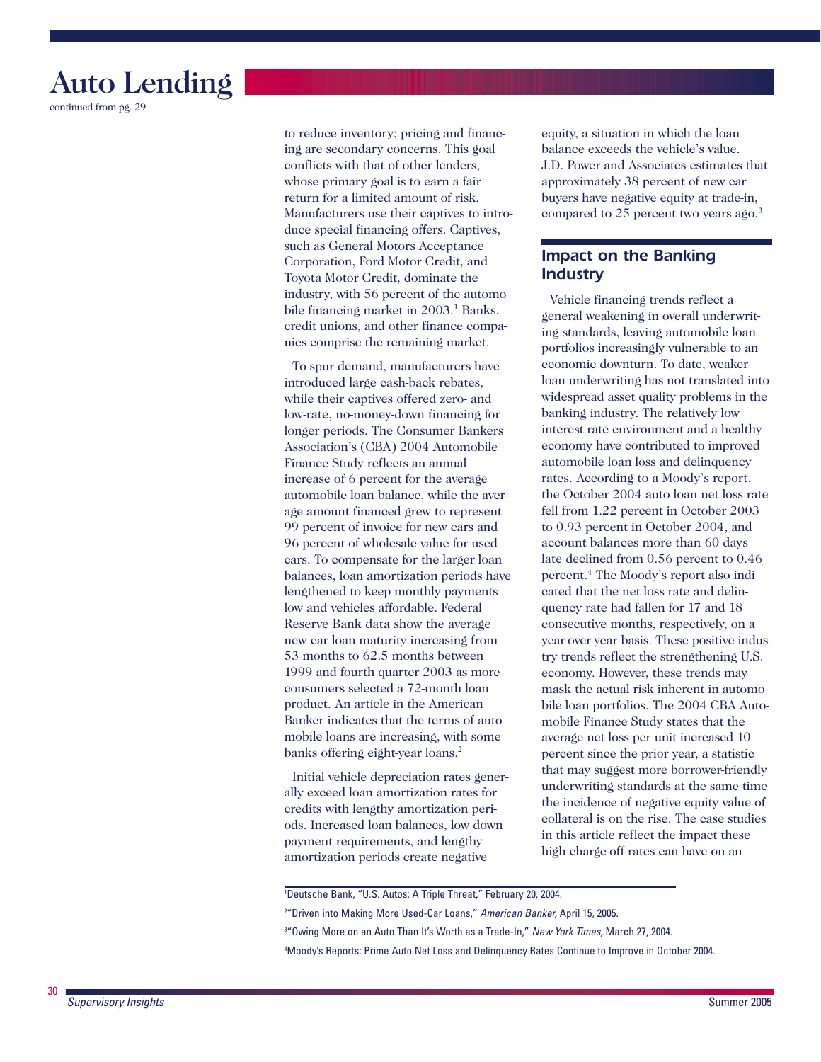# Auto Lending

continued from pg. 29

to reduce inventory; pricing and financing are secondary concerns. This goal conflicts with that of other lenders, whose primary goal is to earn a fair return for a limited amount of risk. Manufacturers use their captives to introduce special financing offers. Captives, such as General Motors Acceptance Corporation, Ford Motor Credit, and Toyota Motor Credit, dominate the industry, with 56 percent of the automobile financing market in 2003.[1] Banks, credit unions, and other finance companies comprise the remaining market.

To spur demand, manufacturers have introduced large cash-back rebates, while their captives offered zero- and low-rate, no-money-down financing for longer periods. The Consumer Bankers Association's (CBA) 2004 Automobile Finance Study reflects an annual increase of 6 percent for the average automobile loan balance, while the average amount financed grew to represent 99 percent of invoice for new cars and 96 percent of wholesale value for used cars. To compensate for the larger loan balances, loan amortization periods have lengthened to keep monthly payments low and vehicles affordable. Federal Reserve Bank data show the average new car loan maturity increasing from 53 months to 62.5 months between 1999 and fourth quarter 2003 as more consumers selected a 72-month loan product. An article in the American Banker indicates that the terms of automobile loans are increasing, with some banks offering eight-year loans.[2]

Initial vehicle depreciation rates generally exceed loan amortization rates for credits with lengthy amortization periods. Increased loan balances, low down payment requirements, and lengthy amortization periods create negative equity, a situation in which the loan balance exceeds the vehicle's value. J.D. Power and Associates estimates that approximately 38 percent of new car buyers have negative equity at trade-in, compared to 25 percent two years ago.[3]

## Impact on the Banking Industry

Vehicle financing trends reflect a general weakening in overall underwriting standards, leaving automobile loan portfolios increasingly vulnerable to an economic downturn. To date, weaker loan underwriting has not translated into widespread asset quality problems in the banking industry. The relatively low interest rate environment and a healthy economy have contributed to improved automobile loan loss and delinquency rates. According to a Moody's report, the October 2004 auto loan net loss rate fell from 1.22 percent in October 2003 to 0.93 percent in October 2004, and account balances more than 60 days late declined from 0.56 percent to 0.46 percent.[4] The Moody's report also indicated that the net loss rate and delinquency rate had fallen for 17 and 18 consecutive months, respectively, on a year-over-year basis. These positive industry trends reflect the strengthening U.S. economy. However, these trends may mask the actual risk inherent in automobile loan portfolios. The 2004 CBA Automobile Finance Study states that the average net loss per unit increased 10 percent since the prior year, a statistic that may suggest more borrower-friendly underwriting standards at the same time the incidence of negative equity value of collateral is on the rise. The case studies in this article reflect the impact these high charge-off rates can have on an

---

[1] Deutsche Bank, "U.S. Autos: A Triple Threat," February 20, 2004.

[2] "Driven into Making More Used-Car Loans," *American Banker*, April 15, 2005.

[3] "Owing More on an Auto Than It's Worth as a Trade-In," *New York Times*, March 27, 2004.

[4] Moody's Reports: Prime Auto Net Loss and Delinquency Rates Continue to Improve in October 2004.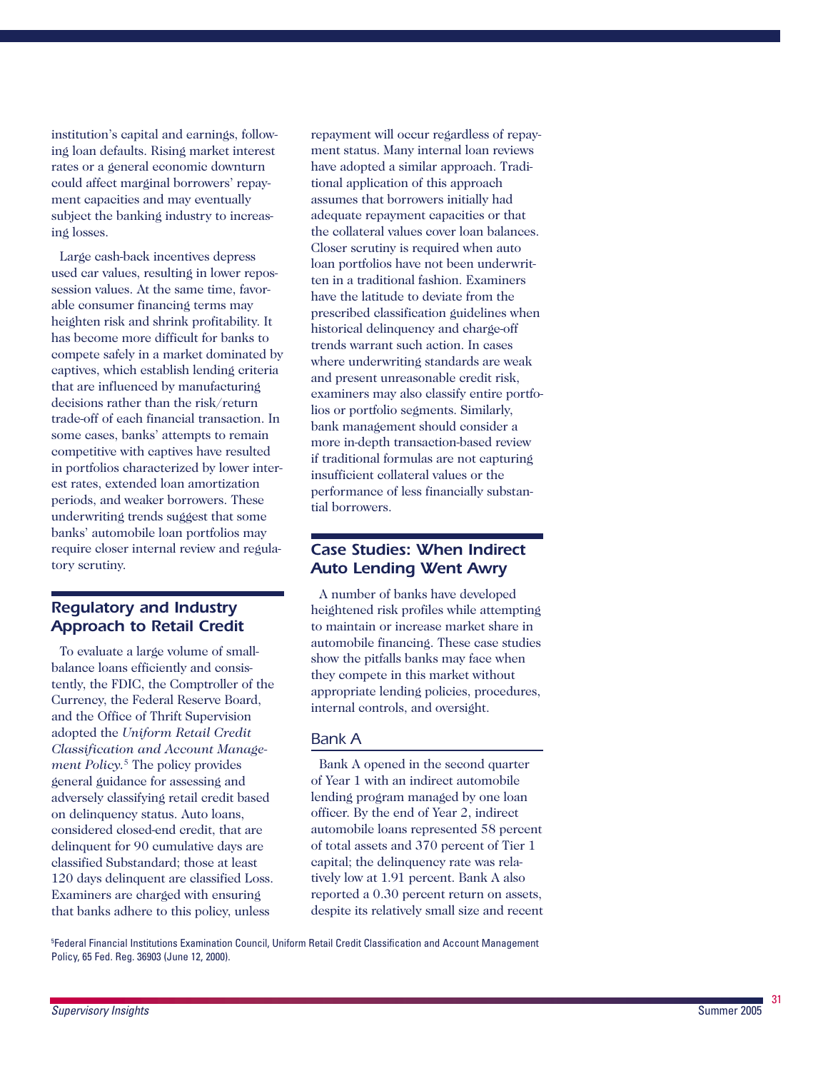institution's capital and earnings, following loan defaults. Rising market interest rates or a general economic downturn could affect marginal borrowers' repayment capacities and may eventually subject the banking industry to increasing losses.

Large cash-back incentives depress used car values, resulting in lower repossession values. At the same time, favorable consumer financing terms may heighten risk and shrink profitability. It has become more difficult for banks to compete safely in a market dominated by captives, which establish lending criteria that are influenced by manufacturing decisions rather than the risk/return trade-off of each financial transaction. In some cases, banks' attempts to remain competitive with captives have resulted in portfolios characterized by lower interest rates, extended loan amortization periods, and weaker borrowers. These underwriting trends suggest that some banks' automobile loan portfolios may require closer internal review and regulatory scrutiny.

## Regulatory and Industry Approach to Retail Credit

To evaluate a large volume of small-balance loans efficiently and consistently, the FDIC, the Comptroller of the Currency, the Federal Reserve Board, and the Office of Thrift Supervision adopted the *Uniform Retail Credit Classification and Account Management Policy.*[5] The policy provides general guidance for assessing and adversely classifying retail credit based on delinquency status. Auto loans, considered closed-end credit, that are delinquent for 90 cumulative days are classified Substandard; those at least 120 days delinquent are classified Loss. Examiners are charged with ensuring that banks adhere to this policy, unless repayment will occur regardless of repayment status. Many internal loan reviews have adopted a similar approach. Traditional application of this approach assumes that borrowers initially had adequate repayment capacities or that the collateral values cover loan balances. Closer scrutiny is required when auto loan portfolios have not been underwritten in a traditional fashion. Examiners have the latitude to deviate from the prescribed classification guidelines when historical delinquency and charge-off trends warrant such action. In cases where underwriting standards are weak and present unreasonable credit risk, examiners may also classify entire portfolios or portfolio segments. Similarly, bank management should consider a more in-depth transaction-based review if traditional formulas are not capturing insufficient collateral values or the performance of less financially substantial borrowers.

## Case Studies: When Indirect Auto Lending Went Awry

A number of banks have developed heightened risk profiles while attempting to maintain or increase market share in automobile financing. These case studies show the pitfalls banks may face when they compete in this market without appropriate lending policies, procedures, internal controls, and oversight.

### Bank A

Bank A opened in the second quarter of Year 1 with an indirect automobile lending program managed by one loan officer. By the end of Year 2, indirect automobile loans represented 58 percent of total assets and 370 percent of Tier 1 capital; the delinquency rate was relatively low at 1.91 percent. Bank A also reported a 0.30 percent return on assets, despite its relatively small size and recent

[5]Federal Financial Institutions Examination Council, Uniform Retail Credit Classification and Account Management Policy, 65 Fed. Reg. 36903 (June 12, 2000).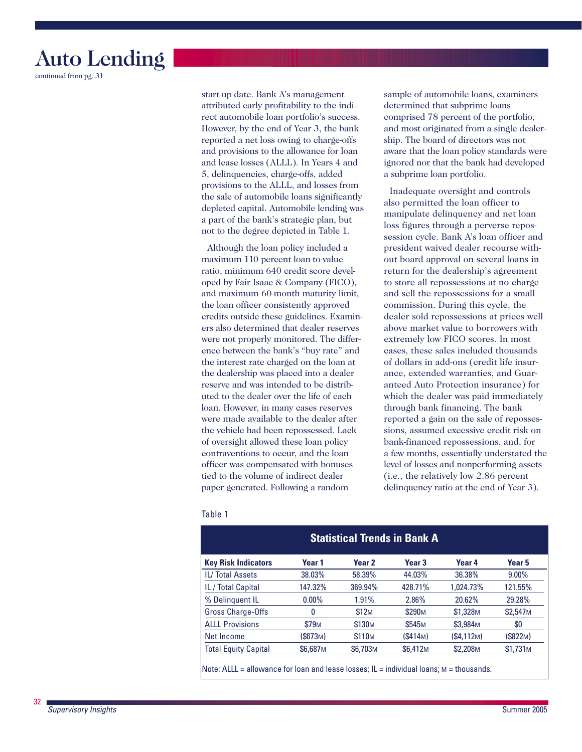# Auto Lending

continued from pg. 31

start-up date. Bank A's management attributed early profitability to the indirect automobile loan portfolio's success. However, by the end of Year 3, the bank reported a net loss owing to charge-offs and provisions to the allowance for loan and lease losses (ALLL). In Years 4 and 5, delinquencies, charge-offs, added provisions to the ALLL, and losses from the sale of automobile loans significantly depleted capital. Automobile lending was a part of the bank's strategic plan, but not to the degree depicted in Table 1.

Although the loan policy included a maximum 110 percent loan-to-value ratio, minimum 640 credit score developed by Fair Isaac & Company (FICO), and maximum 60-month maturity limit, the loan officer consistently approved credits outside these guidelines. Examiners also determined that dealer reserves were not properly monitored. The difference between the bank's "buy rate" and the interest rate charged on the loan at the dealership was placed into a dealer reserve and was intended to be distributed to the dealer over the life of each loan. However, in many cases reserves were made available to the dealer after the vehicle had been repossessed. Lack of oversight allowed these loan policy contraventions to occur, and the loan officer was compensated with bonuses tied to the volume of indirect dealer paper generated. Following a random sample of automobile loans, examiners determined that subprime loans comprised 78 percent of the portfolio, and most originated from a single dealership. The board of directors was not aware that the loan policy standards were ignored nor that the bank had developed a subprime loan portfolio.

Inadequate oversight and controls also permitted the loan officer to manipulate delinquency and net loan loss figures through a perverse repossession cycle. Bank A's loan officer and president waived dealer recourse without board approval on several loans in return for the dealership's agreement to store all repossessions at no charge and sell the repossessions for a small commission. During this cycle, the dealer sold repossessions at prices well above market value to borrowers with extremely low FICO scores. In most cases, these sales included thousands of dollars in add-ons (credit life insurance, extended warranties, and Guaranteed Auto Protection insurance) for which the dealer was paid immediately through bank financing. The bank reported a gain on the sale of repossessions, assumed excessive credit risk on bank-financed repossessions, and, for a few months, essentially understated the level of losses and nonperforming assets (i.e., the relatively low 2.86 percent delinquency ratio at the end of Year 3).

Table 1

**Statistical Trends in Bank A**

| Key Risk Indicators | Year 1 | Year 2 | Year 3 | Year 4 | Year 5 |
|---|---|---|---|---|---|
| IL/ Total Assets | 38.03% | 58.39% | 44.03% | 36.38% | 9.00% |
| IL / Total Capital | 147.32% | 369.94% | 428.71% | 1,024.73% | 121.55% |
| % Delinquent IL | 0.00% | 1.91% | 2.86% | 20.62% | 29.28% |
| Gross Charge-Offs | 0 | $12M | $290M | $1,328M | $2,547M |
| ALLL Provisions | $79M | $130M | $545M | $3,984M | $0 |
| Net Income | ($673M) | $110M | ($414M) | ($4,112M) | ($822M) |
| Total Equity Capital | $6,687M | $6,703M | $6,412M | $2,208M | $1,731M |

Note: ALLL = allowance for loan and lease losses; IL = individual loans; M = thousands.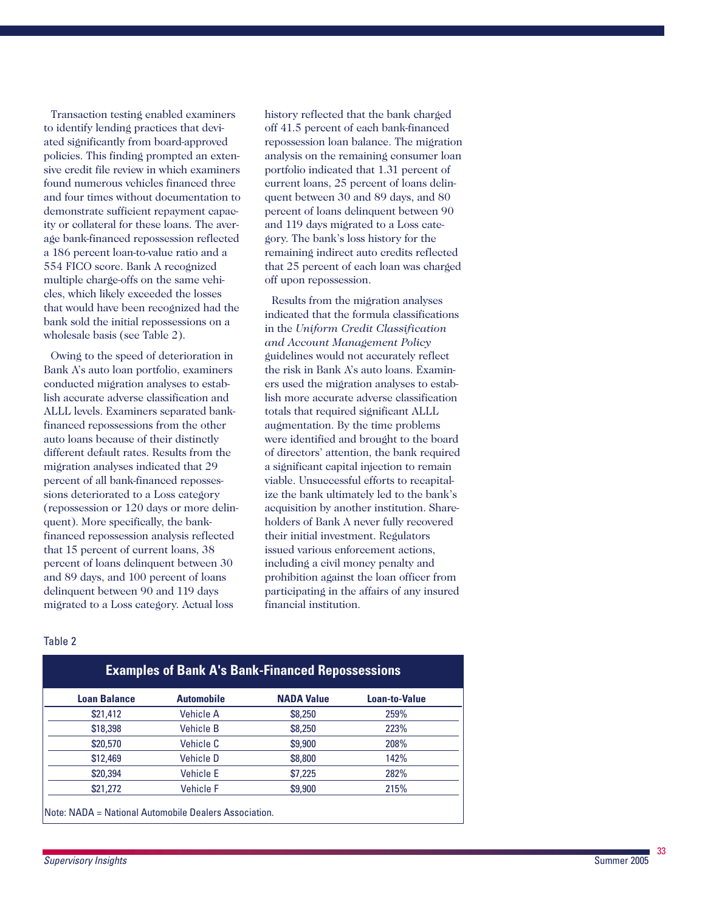Transaction testing enabled examiners to identify lending practices that deviated significantly from board-approved policies. This finding prompted an extensive credit file review in which examiners found numerous vehicles financed three and four times without documentation to demonstrate sufficient repayment capacity or collateral for these loans. The average bank-financed repossession reflected a 186 percent loan-to-value ratio and a 554 FICO score. Bank A recognized multiple charge-offs on the same vehicles, which likely exceeded the losses that would have been recognized had the bank sold the initial repossessions on a wholesale basis (see Table 2).

Owing to the speed of deterioration in Bank A's auto loan portfolio, examiners conducted migration analyses to establish accurate adverse classification and ALLL levels. Examiners separated bank-financed repossessions from the other auto loans because of their distinctly different default rates. Results from the migration analyses indicated that 29 percent of all bank-financed repossessions deteriorated to a Loss category (repossession or 120 days or more delinquent). More specifically, the bank-financed repossession analysis reflected that 15 percent of current loans, 38 percent of loans delinquent between 30 and 89 days, and 100 percent of loans delinquent between 90 and 119 days migrated to a Loss category. Actual loss history reflected that the bank charged off 41.5 percent of each bank-financed repossession loan balance. The migration analysis on the remaining consumer loan portfolio indicated that 1.31 percent of current loans, 25 percent of loans delinquent between 30 and 89 days, and 80 percent of loans delinquent between 90 and 119 days migrated to a Loss category. The bank's loss history for the remaining indirect auto credits reflected that 25 percent of each loan was charged off upon repossession.

Results from the migration analyses indicated that the formula classifications in the *Uniform Credit Classification and Account Management Policy* guidelines would not accurately reflect the risk in Bank A's auto loans. Examiners used the migration analyses to establish more accurate adverse classification totals that required significant ALLL augmentation. By the time problems were identified and brought to the board of directors' attention, the bank required a significant capital injection to remain viable. Unsuccessful efforts to recapitalize the bank ultimately led to the bank's acquisition by another institution. Shareholders of Bank A never fully recovered their initial investment. Regulators issued various enforcement actions, including a civil money penalty and prohibition against the loan officer from participating in the affairs of any insured financial institution.

Table 2

**Examples of Bank A's Bank-Financed Repossessions**

| Loan Balance | Automobile | NADA Value | Loan-to-Value |
|---|---|---|---|
| $21,412 | Vehicle A | $8,250 | 259% |
| $18,398 | Vehicle B | $8,250 | 223% |
| $20,570 | Vehicle C | $9,900 | 208% |
| $12,469 | Vehicle D | $8,800 | 142% |
| $20,394 | Vehicle E | $7,225 | 282% |
| $21,272 | Vehicle F | $9,900 | 215% |

Note: NADA = National Automobile Dealers Association.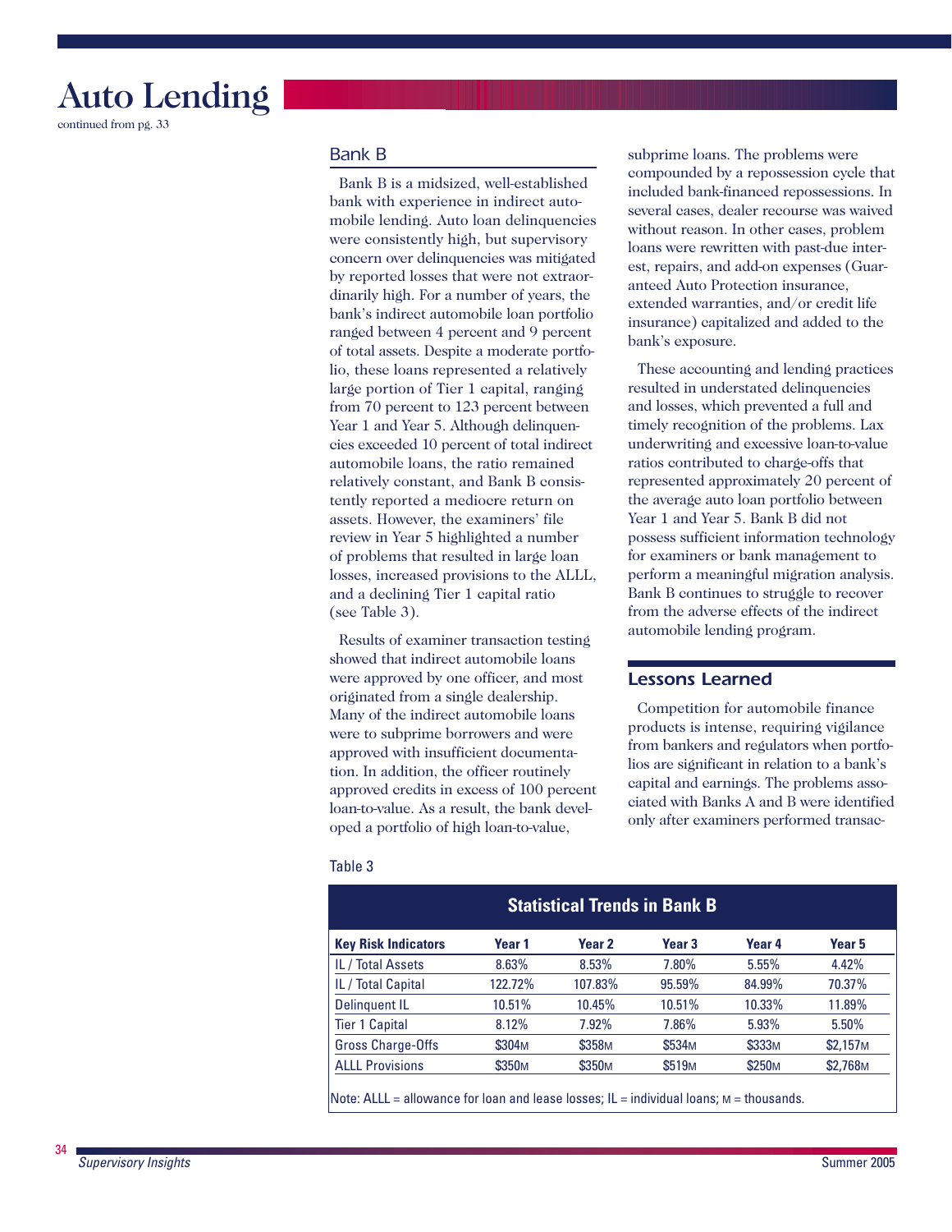# Auto Lending

continued from pg. 33

## Bank B

Bank B is a midsized, well-established bank with experience in indirect automobile lending. Auto loan delinquencies were consistently high, but supervisory concern over delinquencies was mitigated by reported losses that were not extraordinarily high. For a number of years, the bank's indirect automobile loan portfolio ranged between 4 percent and 9 percent of total assets. Despite a moderate portfolio, these loans represented a relatively large portion of Tier 1 capital, ranging from 70 percent to 123 percent between Year 1 and Year 5. Although delinquencies exceeded 10 percent of total indirect automobile loans, the ratio remained relatively constant, and Bank B consistently reported a mediocre return on assets. However, the examiners' file review in Year 5 highlighted a number of problems that resulted in large loan losses, increased provisions to the ALLL, and a declining Tier 1 capital ratio (see Table 3).

Results of examiner transaction testing showed that indirect automobile loans were approved by one officer, and most originated from a single dealership. Many of the indirect automobile loans were to subprime borrowers and were approved with insufficient documentation. In addition, the officer routinely approved credits in excess of 100 percent loan-to-value. As a result, the bank developed a portfolio of high loan-to-value, subprime loans. The problems were compounded by a repossession cycle that included bank-financed repossessions. In several cases, dealer recourse was waived without reason. In other cases, problem loans were rewritten with past-due interest, repairs, and add-on expenses (Guaranteed Auto Protection insurance, extended warranties, and/or credit life insurance) capitalized and added to the bank's exposure.

These accounting and lending practices resulted in understated delinquencies and losses, which prevented a full and timely recognition of the problems. Lax underwriting and excessive loan-to-value ratios contributed to charge-offs that represented approximately 20 percent of the average auto loan portfolio between Year 1 and Year 5. Bank B did not possess sufficient information technology for examiners or bank management to perform a meaningful migration analysis. Bank B continues to struggle to recover from the adverse effects of the indirect automobile lending program.

## Lessons Learned

Competition for automobile finance products is intense, requiring vigilance from bankers and regulators when portfolios are significant in relation to a bank's capital and earnings. The problems associated with Banks A and B were identified only after examiners performed transac-

Table 3

**Statistical Trends in Bank B**

| Key Risk Indicators | Year 1 | Year 2 | Year 3 | Year 4 | Year 5 |
|---|---|---|---|---|---|
| IL / Total Assets | 8.63% | 8.53% | 7.80% | 5.55% | 4.42% |
| IL / Total Capital | 122.72% | 107.83% | 95.59% | 84.99% | 70.37% |
| Delinquent IL | 10.51% | 10.45% | 10.51% | 10.33% | 11.89% |
| Tier 1 Capital | 8.12% | 7.92% | 7.86% | 5.93% | 5.50% |
| Gross Charge-Offs | $304M | $358M | $534M | $333M | $2,157M |
| ALLL Provisions | $350M | $350M | $519M | $250M | $2,768M |

Note: ALLL = allowance for loan and lease losses; IL = individual loans; M = thousands.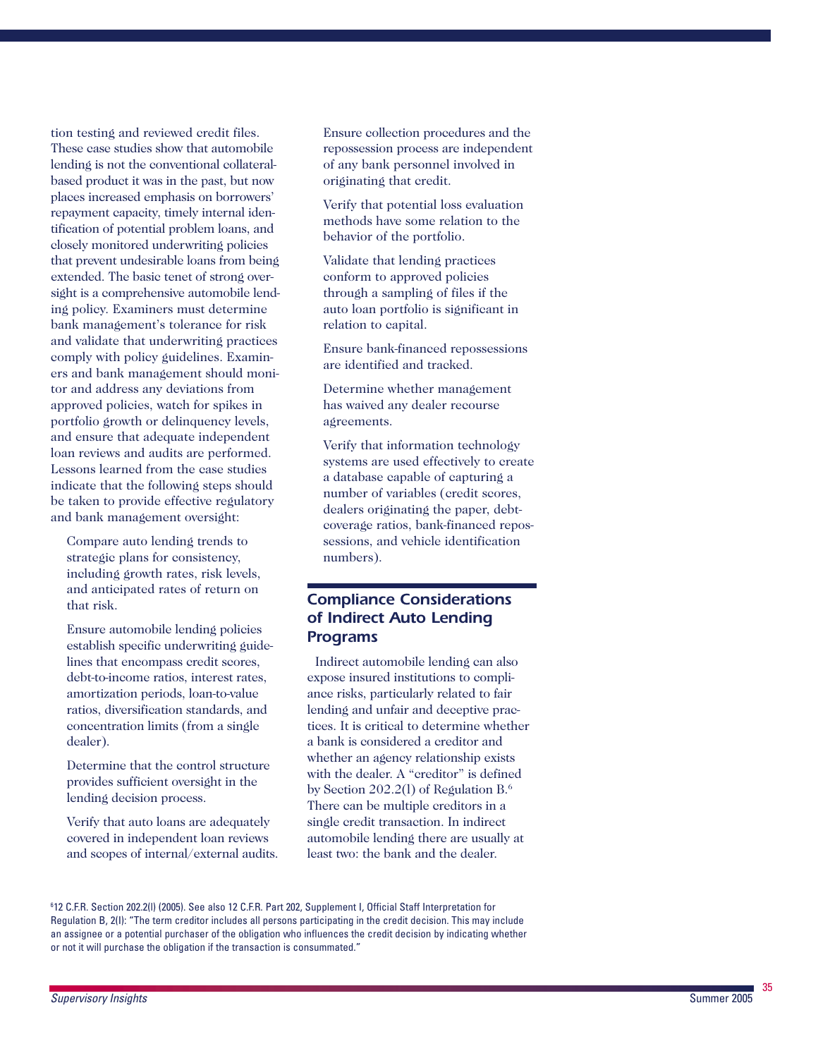tion testing and reviewed credit files. These case studies show that automobile lending is not the conventional collateral-based product it was in the past, but now places increased emphasis on borrowers' repayment capacity, timely internal identification of potential problem loans, and closely monitored underwriting policies that prevent undesirable loans from being extended. The basic tenet of strong oversight is a comprehensive automobile lending policy. Examiners must determine bank management's tolerance for risk and validate that underwriting practices comply with policy guidelines. Examiners and bank management should monitor and address any deviations from approved policies, watch for spikes in portfolio growth or delinquency levels, and ensure that adequate independent loan reviews and audits are performed. Lessons learned from the case studies indicate that the following steps should be taken to provide effective regulatory and bank management oversight:

- Compare auto lending trends to strategic plans for consistency, including growth rates, risk levels, and anticipated rates of return on that risk.
- Ensure automobile lending policies establish specific underwriting guidelines that encompass credit scores, debt-to-income ratios, interest rates, amortization periods, loan-to-value ratios, diversification standards, and concentration limits (from a single dealer).
- Determine that the control structure provides sufficient oversight in the lending decision process.
- Verify that auto loans are adequately covered in independent loan reviews and scopes of internal/external audits.
- Ensure collection procedures and the repossession process are independent of any bank personnel involved in originating that credit.
- Verify that potential loss evaluation methods have some relation to the behavior of the portfolio.
- Validate that lending practices conform to approved policies through a sampling of files if the auto loan portfolio is significant in relation to capital.
- Ensure bank-financed repossessions are identified and tracked.
- Determine whether management has waived any dealer recourse agreements.
- Verify that information technology systems are used effectively to create a database capable of capturing a number of variables (credit scores, dealers originating the paper, debt-coverage ratios, bank-financed repossessions, and vehicle identification numbers).

## Compliance Considerations of Indirect Auto Lending Programs

Indirect automobile lending can also expose insured institutions to compliance risks, particularly related to fair lending and unfair and deceptive practices. It is critical to determine whether a bank is considered a creditor and whether an agency relationship exists with the dealer. A "creditor" is defined by Section 202.2(l) of Regulation B.[6] There can be multiple creditors in a single credit transaction. In indirect automobile lending there are usually at least two: the bank and the dealer.

[6] 12 C.F.R. Section 202.2(l) (2005). See also 12 C.F.R. Part 202, Supplement I, Official Staff Interpretation for Regulation B, 2(l): "The term creditor includes all persons participating in the credit decision. This may include an assignee or a potential purchaser of the obligation who influences the credit decision by indicating whether or not it will purchase the obligation if the transaction is consummated."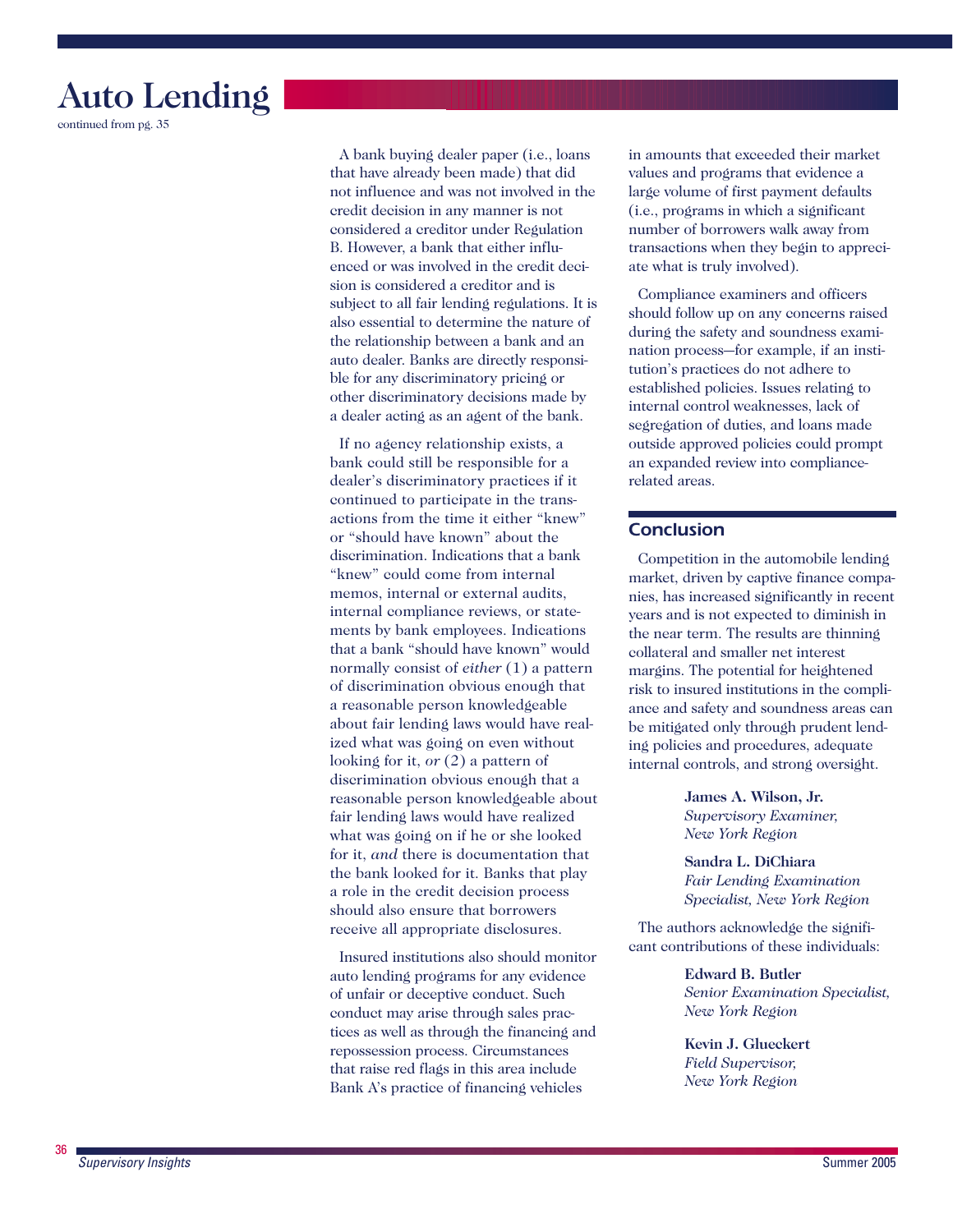# Auto Lending

continued from pg. 35

A bank buying dealer paper (i.e., loans that have already been made) that did not influence and was not involved in the credit decision in any manner is not considered a creditor under Regulation B. However, a bank that either influenced or was involved in the credit decision is considered a creditor and is subject to all fair lending regulations. It is also essential to determine the nature of the relationship between a bank and an auto dealer. Banks are directly responsible for any discriminatory pricing or other discriminatory decisions made by a dealer acting as an agent of the bank.

If no agency relationship exists, a bank could still be responsible for a dealer's discriminatory practices if it continued to participate in the transactions from the time it either "knew" or "should have known" about the discrimination. Indications that a bank "knew" could come from internal memos, internal or external audits, internal compliance reviews, or statements by bank employees. Indications that a bank "should have known" would normally consist of *either* (1) a pattern of discrimination obvious enough that a reasonable person knowledgeable about fair lending laws would have realized what was going on even without looking for it, *or* (2) a pattern of discrimination obvious enough that a reasonable person knowledgeable about fair lending laws would have realized what was going on if he or she looked for it, *and* there is documentation that the bank looked for it. Banks that play a role in the credit decision process should also ensure that borrowers receive all appropriate disclosures.

Insured institutions also should monitor auto lending programs for any evidence of unfair or deceptive conduct. Such conduct may arise through sales practices as well as through the financing and repossession process. Circumstances that raise red flags in this area include Bank A's practice of financing vehicles in amounts that exceeded their market values and programs that evidence a large volume of first payment defaults (i.e., programs in which a significant number of borrowers walk away from transactions when they begin to appreciate what is truly involved).

Compliance examiners and officers should follow up on any concerns raised during the safety and soundness examination process—for example, if an institution's practices do not adhere to established policies. Issues relating to internal control weaknesses, lack of segregation of duties, and loans made outside approved policies could prompt an expanded review into compliance-related areas.

## Conclusion

Competition in the automobile lending market, driven by captive finance companies, has increased significantly in recent years and is not expected to diminish in the near term. The results are thinning collateral and smaller net interest margins. The potential for heightened risk to insured institutions in the compliance and safety and soundness areas can be mitigated only through prudent lending policies and procedures, adequate internal controls, and strong oversight.

**James A. Wilson, Jr.**
*Supervisory Examiner, New York Region*

**Sandra L. DiChiara**
*Fair Lending Examination Specialist, New York Region*

The authors acknowledge the significant contributions of these individuals:

**Edward B. Butler**
*Senior Examination Specialist, New York Region*

**Kevin J. Glueckert**
*Field Supervisor, New York Region*